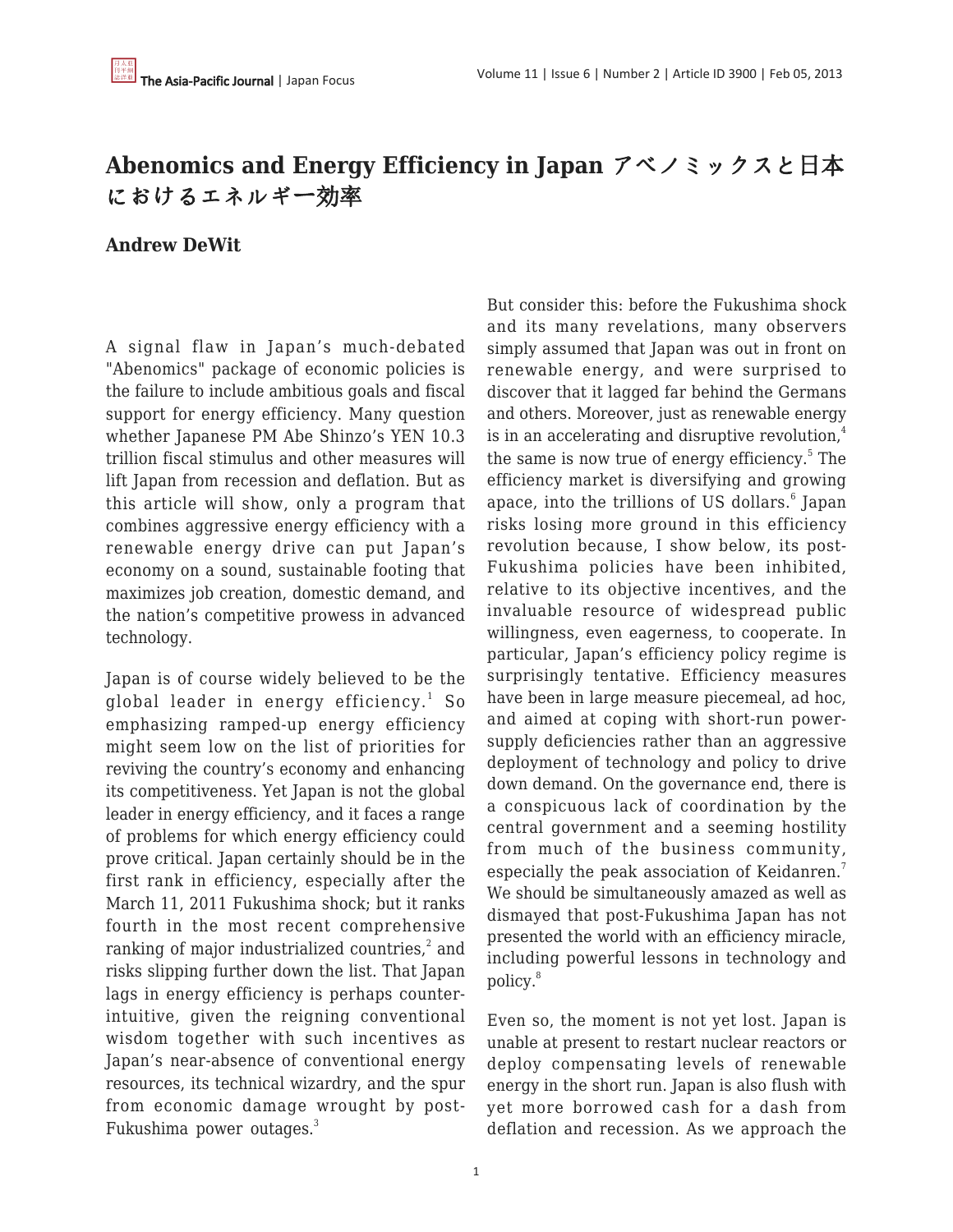# Abenomics and Energy Efficiency in Japan アベノミックスと日本におけるエネルギー効率

**Andrew DeWit**

A signal flaw in Japan's much-debated "Abenomics" package of economic policies is the failure to include ambitious goals and fiscal support for energy efficiency. Many question whether Japanese PM Abe Shinzo's YEN 10.3 trillion fiscal stimulus and other measures will lift Japan from recession and deflation. But as this article will show, only a program that combines aggressive energy efficiency with a renewable energy drive can put Japan's economy on a sound, sustainable footing that maximizes job creation, domestic demand, and the nation's competitive prowess in advanced technology.

Japan is of course widely believed to be the global leader in energy efficiency.[1] So emphasizing ramped-up energy efficiency might seem low on the list of priorities for reviving the country's economy and enhancing its competitiveness. Yet Japan is not the global leader in energy efficiency, and it faces a range of problems for which energy efficiency could prove critical. Japan certainly should be in the first rank in efficiency, especially after the March 11, 2011 Fukushima shock; but it ranks fourth in the most recent comprehensive ranking of major industrialized countries,[2] and risks slipping further down the list. That Japan lags in energy efficiency is perhaps counter-intuitive, given the reigning conventional wisdom together with such incentives as Japan's near-absence of conventional energy resources, its technical wizardry, and the spur from economic damage wrought by post-Fukushima power outages.[3]

But consider this: before the Fukushima shock and its many revelations, many observers simply assumed that Japan was out in front on renewable energy, and were surprised to discover that it lagged far behind the Germans and others. Moreover, just as renewable energy is in an accelerating and disruptive revolution,[4] the same is now true of energy efficiency.[5] The efficiency market is diversifying and growing apace, into the trillions of US dollars.[6] Japan risks losing more ground in this efficiency revolution because, I show below, its post-Fukushima policies have been inhibited, relative to its objective incentives, and the invaluable resource of widespread public willingness, even eagerness, to cooperate. In particular, Japan's efficiency policy regime is surprisingly tentative. Efficiency measures have been in large measure piecemeal, ad hoc, and aimed at coping with short-run power-supply deficiencies rather than an aggressive deployment of technology and policy to drive down demand. On the governance end, there is a conspicuous lack of coordination by the central government and a seeming hostility from much of the business community, especially the peak association of Keidanren.[7] We should be simultaneously amazed as well as dismayed that post-Fukushima Japan has not presented the world with an efficiency miracle, including powerful lessons in technology and policy.[8]

Even so, the moment is not yet lost. Japan is unable at present to restart nuclear reactors or deploy compensating levels of renewable energy in the short run. Japan is also flush with yet more borrowed cash for a dash from deflation and recession. As we approach the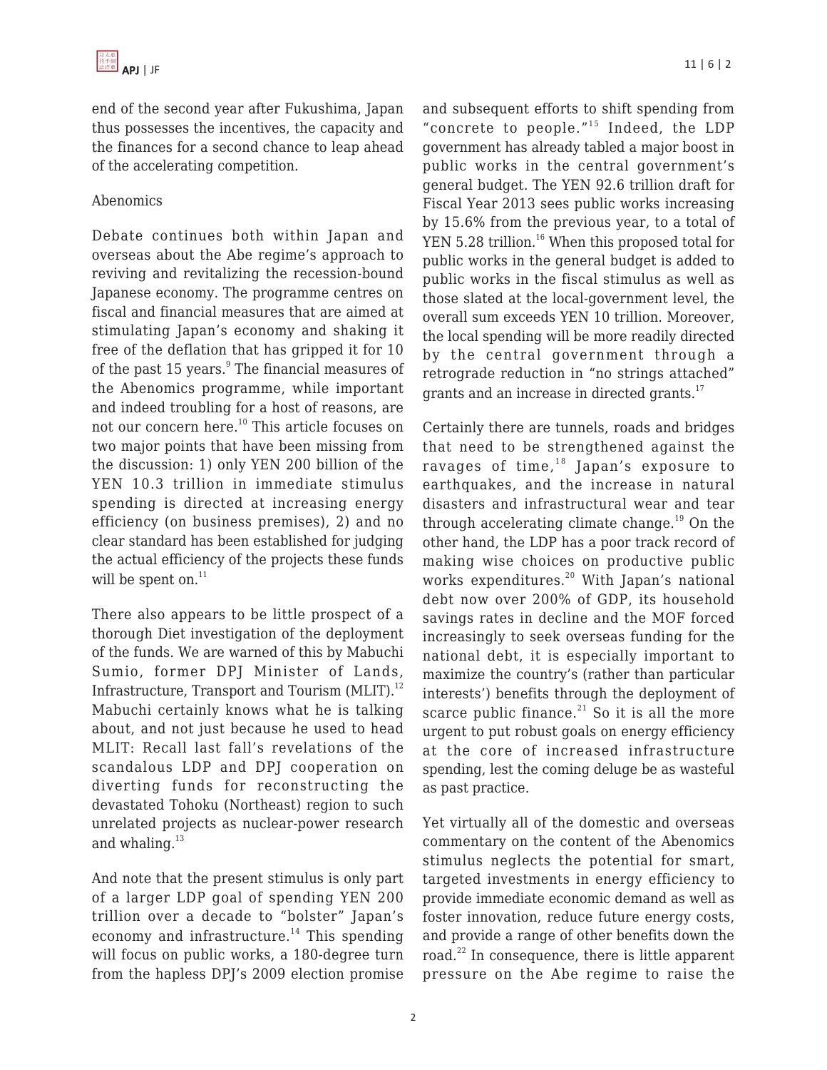end of the second year after Fukushima, Japan thus possesses the incentives, the capacity and the finances for a second chance to leap ahead of the accelerating competition.

## Abenomics

Debate continues both within Japan and overseas about the Abe regime's approach to reviving and revitalizing the recession-bound Japanese economy. The programme centres on fiscal and financial measures that are aimed at stimulating Japan's economy and shaking it free of the deflation that has gripped it for 10 of the past 15 years.[9] The financial measures of the Abenomics programme, while important and indeed troubling for a host of reasons, are not our concern here.[10] This article focuses on two major points that have been missing from the discussion: 1) only YEN 200 billion of the YEN 10.3 trillion in immediate stimulus spending is directed at increasing energy efficiency (on business premises), 2) and no clear standard has been established for judging the actual efficiency of the projects these funds will be spent on.[11]

There also appears to be little prospect of a thorough Diet investigation of the deployment of the funds. We are warned of this by Mabuchi Sumio, former DPJ Minister of Lands, Infrastructure, Transport and Tourism (MLIT).[12] Mabuchi certainly knows what he is talking about, and not just because he used to head MLIT: Recall last fall's revelations of the scandalous LDP and DPJ cooperation on diverting funds for reconstructing the devastated Tohoku (Northeast) region to such unrelated projects as nuclear-power research and whaling.[13]

And note that the present stimulus is only part of a larger LDP goal of spending YEN 200 trillion over a decade to "bolster" Japan's economy and infrastructure.[14] This spending will focus on public works, a 180-degree turn from the hapless DPJ's 2009 election promise and subsequent efforts to shift spending from "concrete to people."[15] Indeed, the LDP government has already tabled a major boost in public works in the central government's general budget. The YEN 92.6 trillion draft for Fiscal Year 2013 sees public works increasing by 15.6% from the previous year, to a total of YEN 5.28 trillion.[16] When this proposed total for public works in the general budget is added to public works in the fiscal stimulus as well as those slated at the local-government level, the overall sum exceeds YEN 10 trillion. Moreover, the local spending will be more readily directed by the central government through a retrograde reduction in "no strings attached" grants and an increase in directed grants.[17]

Certainly there are tunnels, roads and bridges that need to be strengthened against the ravages of time,[18] Japan's exposure to earthquakes, and the increase in natural disasters and infrastructural wear and tear through accelerating climate change.[19] On the other hand, the LDP has a poor track record of making wise choices on productive public works expenditures.[20] With Japan's national debt now over 200% of GDP, its household savings rates in decline and the MOF forced increasingly to seek overseas funding for the national debt, it is especially important to maximize the country's (rather than particular interests') benefits through the deployment of scarce public finance.[21] So it is all the more urgent to put robust goals on energy efficiency at the core of increased infrastructure spending, lest the coming deluge be as wasteful as past practice.

Yet virtually all of the domestic and overseas commentary on the content of the Abenomics stimulus neglects the potential for smart, targeted investments in energy efficiency to provide immediate economic demand as well as foster innovation, reduce future energy costs, and provide a range of other benefits down the road.[22] In consequence, there is little apparent pressure on the Abe regime to raise the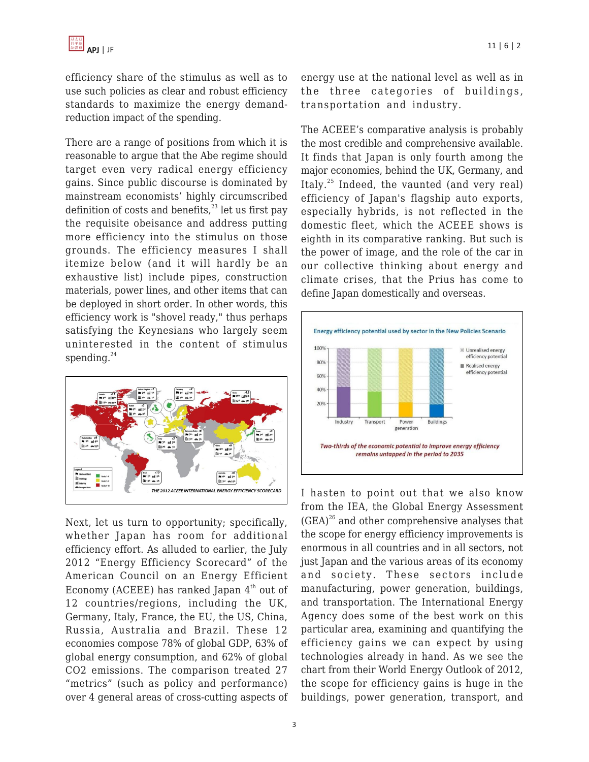efficiency share of the stimulus as well as to use such policies as clear and robust efficiency standards to maximize the energy demand-reduction impact of the spending.

There are a range of positions from which it is reasonable to argue that the Abe regime should target even very radical energy efficiency gains. Since public discourse is dominated by mainstream economists' highly circumscribed definition of costs and benefits,[23] let us first pay the requisite obeisance and address putting more efficiency into the stimulus on those grounds. The efficiency measures I shall itemize below (and it will hardly be an exhaustive list) include pipes, construction materials, power lines, and other items that can be deployed in short order. In other words, this efficiency work is "shovel ready," thus perhaps satisfying the Keynesians who largely seem uninterested in the content of stimulus spending.[24]

THE 2012 ACEEE INTERNATIONAL ENERGY EFFICIENCY SCORECARD

Next, let us turn to opportunity; specifically, whether Japan has room for additional efficiency effort. As alluded to earlier, the July 2012 "Energy Efficiency Scorecard" of the American Council on an Energy Efficient Economy (ACEEE) has ranked Japan 4th out of 12 countries/regions, including the UK, Germany, Italy, France, the EU, the US, China, Russia, Australia and Brazil. These 12 economies compose 78% of global GDP, 63% of global energy consumption, and 62% of global CO2 emissions. The comparison treated 27 "metrics" (such as policy and performance) over 4 general areas of cross-cutting aspects of energy use at the national level as well as in the three categories of buildings, transportation and industry.

The ACEEE's comparative analysis is probably the most credible and comprehensive available. It finds that Japan is only fourth among the major economies, behind the UK, Germany, and Italy.[25] Indeed, the vaunted (and very real) efficiency of Japan's flagship auto exports, especially hybrids, is not reflected in the domestic fleet, which the ACEEE shows is eighth in its comparative ranking. But such is the power of image, and the role of the car in our collective thinking about energy and climate crises, that the Prius has come to define Japan domestically and overseas.

Energy efficiency potential used by sector in the New Policies Scenario

*Two-thirds of the economic potential to improve energy efficiency remains untapped in the period to 2035*

I hasten to point out that we also know from the IEA, the Global Energy Assessment (GEA)[26] and other comprehensive analyses that the scope for energy efficiency improvements is enormous in all countries and in all sectors, not just Japan and the various areas of its economy and society. These sectors include manufacturing, power generation, buildings, and transportation. The International Energy Agency does some of the best work on this particular area, examining and quantifying the efficiency gains we can expect by using technologies already in hand. As we see the chart from their World Energy Outlook of 2012, the scope for efficiency gains is huge in the buildings, power generation, transport, and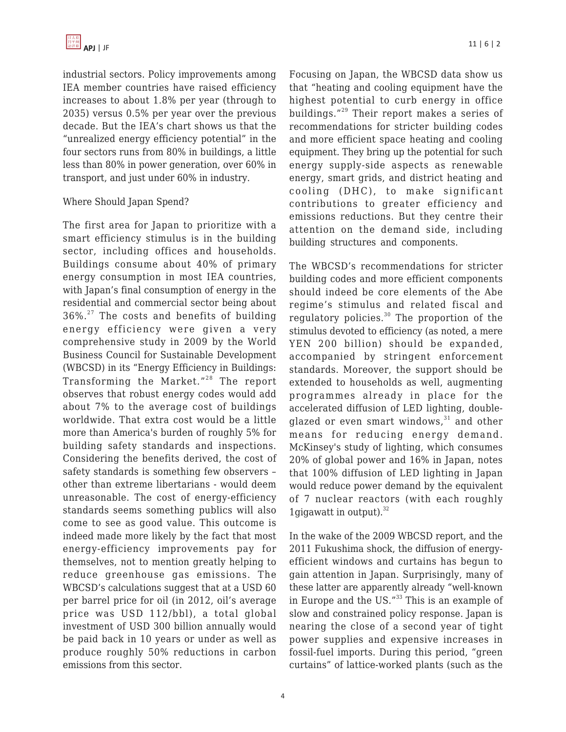industrial sectors. Policy improvements among IEA member countries have raised efficiency increases to about 1.8% per year (through to 2035) versus 0.5% per year over the previous decade. But the IEA's chart shows us that the "unrealized energy efficiency potential" in the four sectors runs from 80% in buildings, a little less than 80% in power generation, over 60% in transport, and just under 60% in industry.

Where Should Japan Spend?

The first area for Japan to prioritize with a smart efficiency stimulus is in the building sector, including offices and households. Buildings consume about 40% of primary energy consumption in most IEA countries, with Japan's final consumption of energy in the residential and commercial sector being about 36%.[27] The costs and benefits of building energy efficiency were given a very comprehensive study in 2009 by the World Business Council for Sustainable Development (WBCSD) in its "Energy Efficiency in Buildings: Transforming the Market."[28] The report observes that robust energy codes would add about 7% to the average cost of buildings worldwide. That extra cost would be a little more than America's burden of roughly 5% for building safety standards and inspections. Considering the benefits derived, the cost of safety standards is something few observers – other than extreme libertarians - would deem unreasonable. The cost of energy-efficiency standards seems something publics will also come to see as good value. This outcome is indeed made more likely by the fact that most energy-efficiency improvements pay for themselves, not to mention greatly helping to reduce greenhouse gas emissions. The WBCSD's calculations suggest that at a USD 60 per barrel price for oil (in 2012, oil's average price was USD 112/bbl), a total global investment of USD 300 billion annually would be paid back in 10 years or under as well as produce roughly 50% reductions in carbon emissions from this sector.

Focusing on Japan, the WBCSD data show us that "heating and cooling equipment have the highest potential to curb energy in office buildings."[29] Their report makes a series of recommendations for stricter building codes and more efficient space heating and cooling equipment. They bring up the potential for such energy supply-side aspects as renewable energy, smart grids, and district heating and cooling (DHC), to make significant contributions to greater efficiency and emissions reductions. But they centre their attention on the demand side, including building structures and components.

The WBCSD's recommendations for stricter building codes and more efficient components should indeed be core elements of the Abe regime's stimulus and related fiscal and regulatory policies.[30] The proportion of the stimulus devoted to efficiency (as noted, a mere YEN 200 billion) should be expanded, accompanied by stringent enforcement standards. Moreover, the support should be extended to households as well, augmenting programmes already in place for the accelerated diffusion of LED lighting, double-glazed or even smart windows,[31] and other means for reducing energy demand. McKinsey's study of lighting, which consumes 20% of global power and 16% in Japan, notes that 100% diffusion of LED lighting in Japan would reduce power demand by the equivalent of 7 nuclear reactors (with each roughly 1gigawatt in output).[32]

In the wake of the 2009 WBCSD report, and the 2011 Fukushima shock, the diffusion of energy-efficient windows and curtains has begun to gain attention in Japan. Surprisingly, many of these latter are apparently already "well-known in Europe and the US."[33] This is an example of slow and constrained policy response. Japan is nearing the close of a second year of tight power supplies and expensive increases in fossil-fuel imports. During this period, "green curtains" of lattice-worked plants (such as the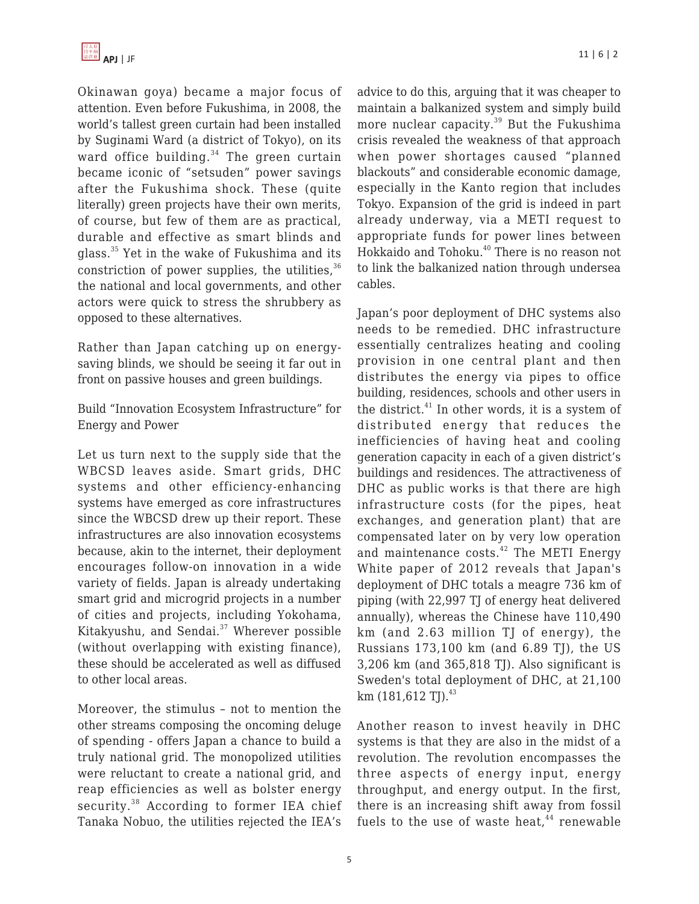Okinawan goya) became a major focus of attention. Even before Fukushima, in 2008, the world's tallest green curtain had been installed by Suginami Ward (a district of Tokyo), on its ward office building.[34] The green curtain became iconic of "setsuden" power savings after the Fukushima shock. These (quite literally) green projects have their own merits, of course, but few of them are as practical, durable and effective as smart blinds and glass.[35] Yet in the wake of Fukushima and its constriction of power supplies, the utilities,[36] the national and local governments, and other actors were quick to stress the shrubbery as opposed to these alternatives.

Rather than Japan catching up on energy-saving blinds, we should be seeing it far out in front on passive houses and green buildings.

## Build "Innovation Ecosystem Infrastructure" for Energy and Power

Let us turn next to the supply side that the WBCSD leaves aside. Smart grids, DHC systems and other efficiency-enhancing systems have emerged as core infrastructures since the WBCSD drew up their report. These infrastructures are also innovation ecosystems because, akin to the internet, their deployment encourages follow-on innovation in a wide variety of fields. Japan is already undertaking smart grid and microgrid projects in a number of cities and projects, including Yokohama, Kitakyushu, and Sendai.[37] Wherever possible (without overlapping with existing finance), these should be accelerated as well as diffused to other local areas.

Moreover, the stimulus – not to mention the other streams composing the oncoming deluge of spending - offers Japan a chance to build a truly national grid. The monopolized utilities were reluctant to create a national grid, and reap efficiencies as well as bolster energy security.[38] According to former IEA chief Tanaka Nobuo, the utilities rejected the IEA's advice to do this, arguing that it was cheaper to maintain a balkanized system and simply build more nuclear capacity.[39] But the Fukushima crisis revealed the weakness of that approach when power shortages caused "planned blackouts" and considerable economic damage, especially in the Kanto region that includes Tokyo. Expansion of the grid is indeed in part already underway, via a METI request to appropriate funds for power lines between Hokkaido and Tohoku.[40] There is no reason not to link the balkanized nation through undersea cables.

Japan's poor deployment of DHC systems also needs to be remedied. DHC infrastructure essentially centralizes heating and cooling provision in one central plant and then distributes the energy via pipes to office building, residences, schools and other users in the district.[41] In other words, it is a system of distributed energy that reduces the inefficiencies of having heat and cooling generation capacity in each of a given district's buildings and residences. The attractiveness of DHC as public works is that there are high infrastructure costs (for the pipes, heat exchanges, and generation plant) that are compensated later on by very low operation and maintenance costs.[42] The METI Energy White paper of 2012 reveals that Japan's deployment of DHC totals a meagre 736 km of piping (with 22,997 TJ of energy heat delivered annually), whereas the Chinese have 110,490 km (and 2.63 million TJ of energy), the Russians 173,100 km (and 6.89 TJ), the US 3,206 km (and 365,818 TJ). Also significant is Sweden's total deployment of DHC, at 21,100 km (181,612 TJ).[43]

Another reason to invest heavily in DHC systems is that they are also in the midst of a revolution. The revolution encompasses the three aspects of energy input, energy throughput, and energy output. In the first, there is an increasing shift away from fossil fuels to the use of waste heat,[44] renewable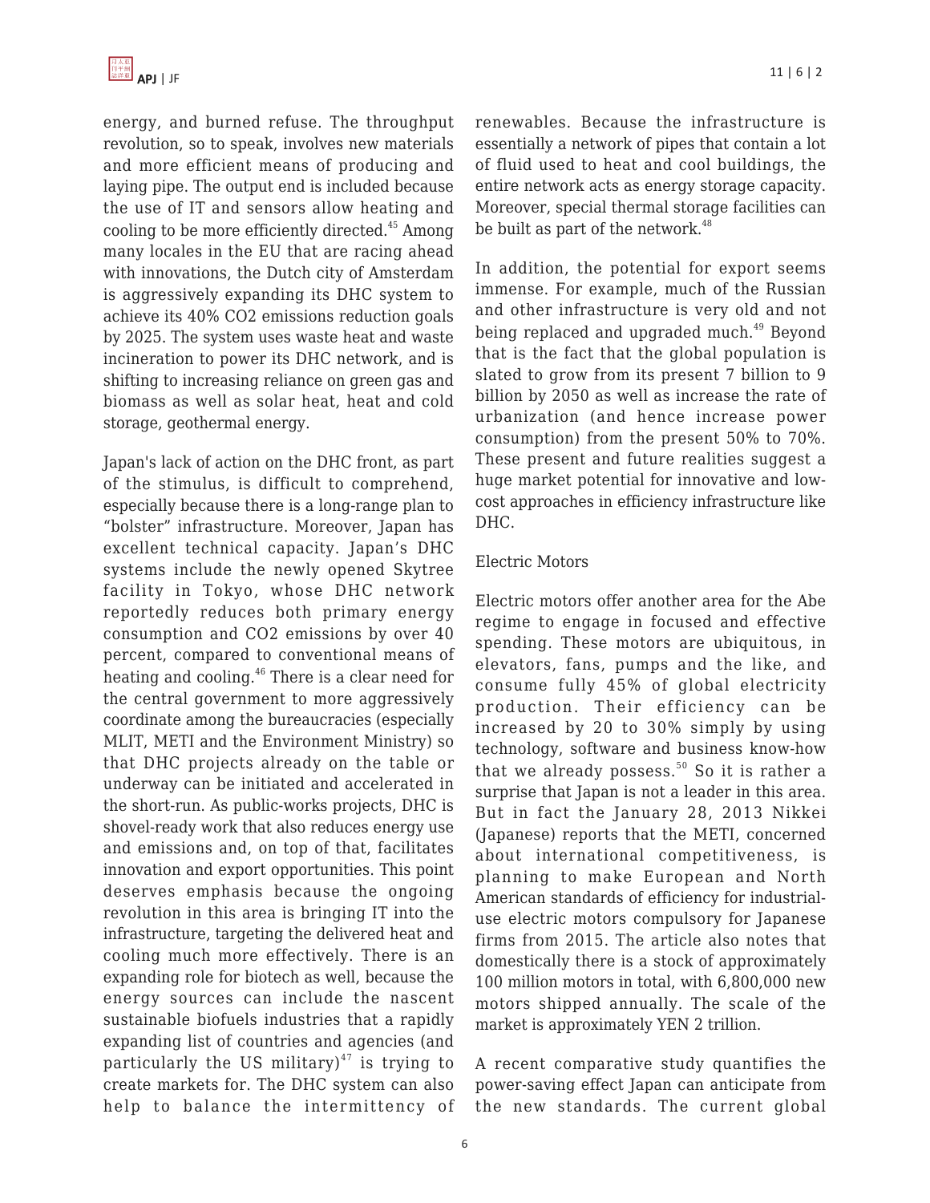energy, and burned refuse. The throughput revolution, so to speak, involves new materials and more efficient means of producing and laying pipe. The output end is included because the use of IT and sensors allow heating and cooling to be more efficiently directed.[45] Among many locales in the EU that are racing ahead with innovations, the Dutch city of Amsterdam is aggressively expanding its DHC system to achieve its 40% $CO_2$ emissions reduction goals by 2025. The system uses waste heat and waste incineration to power its DHC network, and is shifting to increasing reliance on green gas and biomass as well as solar heat, heat and cold storage, geothermal energy.

Japan's lack of action on the DHC front, as part of the stimulus, is difficult to comprehend, especially because there is a long-range plan to "bolster" infrastructure. Moreover, Japan has excellent technical capacity. Japan's DHC systems include the newly opened Skytree facility in Tokyo, whose DHC network reportedly reduces both primary energy consumption and $CO_2$ emissions by over 40 percent, compared to conventional means of heating and cooling.[46] There is a clear need for the central government to more aggressively coordinate among the bureaucracies (especially MLIT, METI and the Environment Ministry) so that DHC projects already on the table or underway can be initiated and accelerated in the short-run. As public-works projects, DHC is shovel-ready work that also reduces energy use and emissions and, on top of that, facilitates innovation and export opportunities. This point deserves emphasis because the ongoing revolution in this area is bringing IT into the infrastructure, targeting the delivered heat and cooling much more effectively. There is an expanding role for biotech as well, because the energy sources can include the nascent sustainable biofuels industries that a rapidly expanding list of countries and agencies (and particularly the US military)[47] is trying to create markets for. The DHC system can also help to balance the intermittency of renewables. Because the infrastructure is essentially a network of pipes that contain a lot of fluid used to heat and cool buildings, the entire network acts as energy storage capacity. Moreover, special thermal storage facilities can be built as part of the network.[48]

In addition, the potential for export seems immense. For example, much of the Russian and other infrastructure is very old and not being replaced and upgraded much.[49] Beyond that is the fact that the global population is slated to grow from its present 7 billion to 9 billion by 2050 as well as increase the rate of urbanization (and hence increase power consumption) from the present 50% to 70%. These present and future realities suggest a huge market potential for innovative and low-cost approaches in efficiency infrastructure like DHC.

Electric Motors

Electric motors offer another area for the Abe regime to engage in focused and effective spending. These motors are ubiquitous, in elevators, fans, pumps and the like, and consume fully 45% of global electricity production. Their efficiency can be increased by 20 to 30% simply by using technology, software and business know-how that we already possess.[50] So it is rather a surprise that Japan is not a leader in this area. But in fact the January 28, 2013 Nikkei (Japanese) reports that the METI, concerned about international competitiveness, is planning to make European and North American standards of efficiency for industrial-use electric motors compulsory for Japanese firms from 2015. The article also notes that domestically there is a stock of approximately 100 million motors in total, with 6,800,000 new motors shipped annually. The scale of the market is approximately YEN 2 trillion.

A recent comparative study quantifies the power-saving effect Japan can anticipate from the new standards. The current global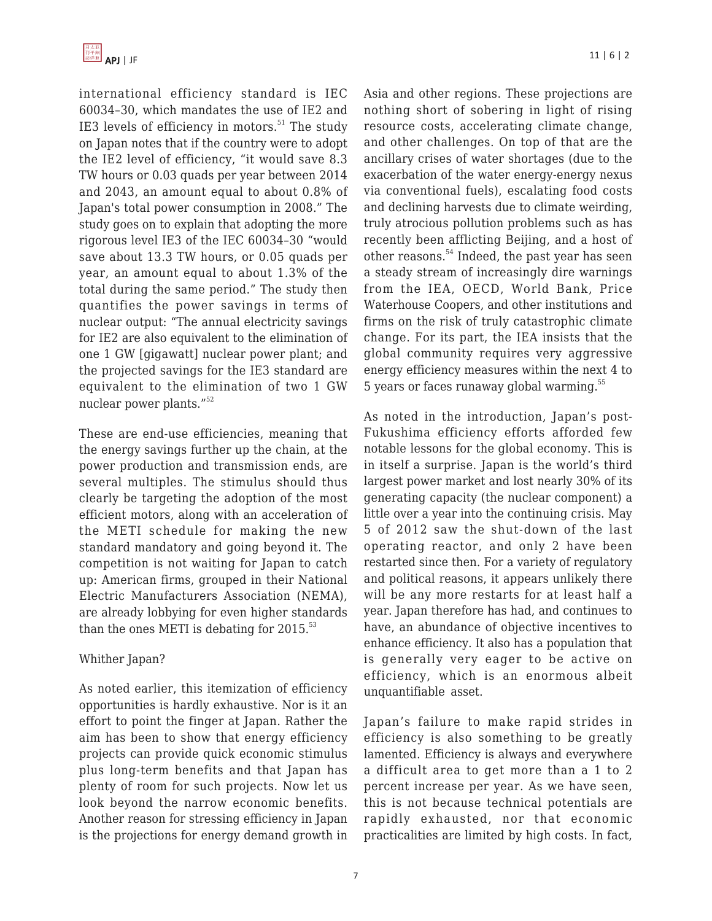international efficiency standard is IEC 60034–30, which mandates the use of IE2 and IE3 levels of efficiency in motors.[51] The study on Japan notes that if the country were to adopt the IE2 level of efficiency, "it would save 8.3 TW hours or 0.03 quads per year between 2014 and 2043, an amount equal to about 0.8% of Japan's total power consumption in 2008." The study goes on to explain that adopting the more rigorous level IE3 of the IEC 60034–30 "would save about 13.3 TW hours, or 0.05 quads per year, an amount equal to about 1.3% of the total during the same period." The study then quantifies the power savings in terms of nuclear output: "The annual electricity savings for IE2 are also equivalent to the elimination of one 1 GW [gigawatt] nuclear power plant; and the projected savings for the IE3 standard are equivalent to the elimination of two 1 GW nuclear power plants."[52]

These are end-use efficiencies, meaning that the energy savings further up the chain, at the power production and transmission ends, are several multiples. The stimulus should thus clearly be targeting the adoption of the most efficient motors, along with an acceleration of the METI schedule for making the new standard mandatory and going beyond it. The competition is not waiting for Japan to catch up: American firms, grouped in their National Electric Manufacturers Association (NEMA), are already lobbying for even higher standards than the ones METI is debating for 2015.[53]

## Whither Japan?

As noted earlier, this itemization of efficiency opportunities is hardly exhaustive. Nor is it an effort to point the finger at Japan. Rather the aim has been to show that energy efficiency projects can provide quick economic stimulus plus long-term benefits and that Japan has plenty of room for such projects. Now let us look beyond the narrow economic benefits. Another reason for stressing efficiency in Japan is the projections for energy demand growth in Asia and other regions. These projections are nothing short of sobering in light of rising resource costs, accelerating climate change, and other challenges. On top of that are the ancillary crises of water shortages (due to the exacerbation of the water energy-energy nexus via conventional fuels), escalating food costs and declining harvests due to climate weirding, truly atrocious pollution problems such as has recently been afflicting Beijing, and a host of other reasons.[54] Indeed, the past year has seen a steady stream of increasingly dire warnings from the IEA, OECD, World Bank, Price Waterhouse Coopers, and other institutions and firms on the risk of truly catastrophic climate change. For its part, the IEA insists that the global community requires very aggressive energy efficiency measures within the next 4 to 5 years or faces runaway global warming.[55]

As noted in the introduction, Japan's post-Fukushima efficiency efforts afforded few notable lessons for the global economy. This is in itself a surprise. Japan is the world's third largest power market and lost nearly 30% of its generating capacity (the nuclear component) a little over a year into the continuing crisis. May 5 of 2012 saw the shut-down of the last operating reactor, and only 2 have been restarted since then. For a variety of regulatory and political reasons, it appears unlikely there will be any more restarts for at least half a year. Japan therefore has had, and continues to have, an abundance of objective incentives to enhance efficiency. It also has a population that is generally very eager to be active on efficiency, which is an enormous albeit unquantifiable asset.

Japan's failure to make rapid strides in efficiency is also something to be greatly lamented. Efficiency is always and everywhere a difficult area to get more than a 1 to 2 percent increase per year. As we have seen, this is not because technical potentials are rapidly exhausted, nor that economic practicalities are limited by high costs. In fact,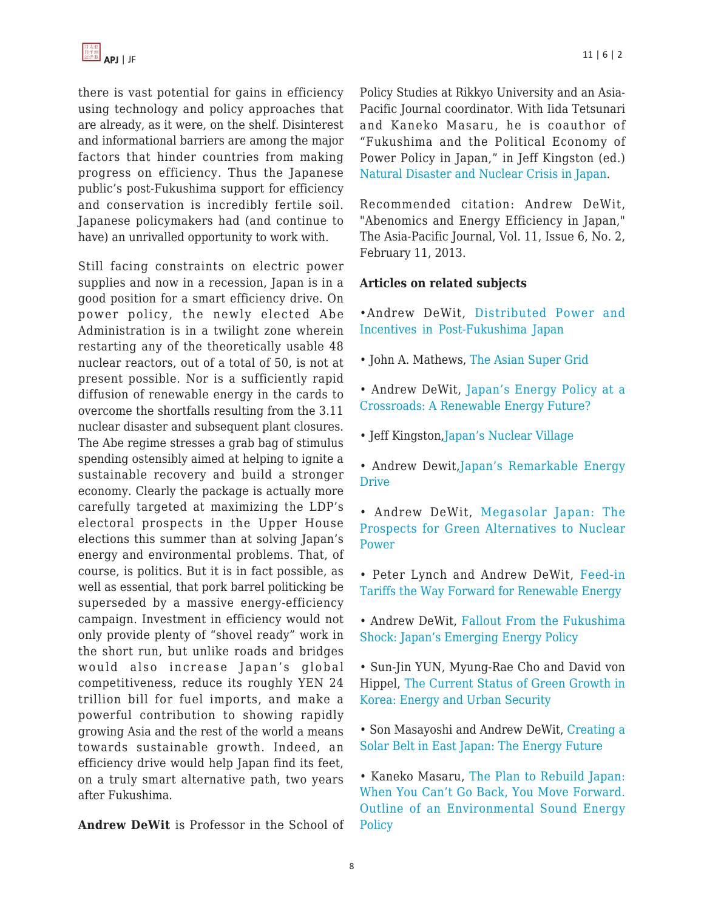there is vast potential for gains in efficiency using technology and policy approaches that are already, as it were, on the shelf. Disinterest and informational barriers are among the major factors that hinder countries from making progress on efficiency. Thus the Japanese public's post-Fukushima support for efficiency and conservation is incredibly fertile soil. Japanese policymakers had (and continue to have) an unrivalled opportunity to work with.

Still facing constraints on electric power supplies and now in a recession, Japan is in a good position for a smart efficiency drive. On power policy, the newly elected Abe Administration is in a twilight zone wherein restarting any of the theoretically usable 48 nuclear reactors, out of a total of 50, is not at present possible. Nor is a sufficiently rapid diffusion of renewable energy in the cards to overcome the shortfalls resulting from the 3.11 nuclear disaster and subsequent plant closures. The Abe regime stresses a grab bag of stimulus spending ostensibly aimed at helping to ignite a sustainable recovery and build a stronger economy. Clearly the package is actually more carefully targeted at maximizing the LDP's electoral prospects in the Upper House elections this summer than at solving Japan's energy and environmental problems. That, of course, is politics. But it is in fact possible, as well as essential, that pork barrel politicking be superseded by a massive energy-efficiency campaign. Investment in efficiency would not only provide plenty of "shovel ready" work in the short run, but unlike roads and bridges would also increase Japan's global competitiveness, reduce its roughly YEN 24 trillion bill for fuel imports, and make a powerful contribution to showing rapidly growing Asia and the rest of the world a means towards sustainable growth. Indeed, an efficiency drive would help Japan find its feet, on a truly smart alternative path, two years after Fukushima.

**Andrew DeWit** is Professor in the School of Policy Studies at Rikkyo University and an Asia-Pacific Journal coordinator. With Iida Tetsunari and Kaneko Masaru, he is coauthor of "Fukushima and the Political Economy of Power Policy in Japan," in Jeff Kingston (ed.) Natural Disaster and Nuclear Crisis in Japan.

Recommended citation: Andrew DeWit, "Abenomics and Energy Efficiency in Japan," The Asia-Pacific Journal, Vol. 11, Issue 6, No. 2, February 11, 2013.

**Articles on related subjects**

- Andrew DeWit, Distributed Power and Incentives in Post-Fukushima Japan
- John A. Mathews, The Asian Super Grid
- Andrew DeWit, Japan's Energy Policy at a Crossroads: A Renewable Energy Future?
- Jeff Kingston, Japan's Nuclear Village
- Andrew Dewit, Japan's Remarkable Energy Drive
- Andrew DeWit, Megasolar Japan: The Prospects for Green Alternatives to Nuclear Power
- Peter Lynch and Andrew DeWit, Feed-in Tariffs the Way Forward for Renewable Energy
- Andrew DeWit, Fallout From the Fukushima Shock: Japan's Emerging Energy Policy
- Sun-Jin YUN, Myung-Rae Cho and David von Hippel, The Current Status of Green Growth in Korea: Energy and Urban Security
- Son Masayoshi and Andrew DeWit, Creating a Solar Belt in East Japan: The Energy Future
- Kaneko Masaru, The Plan to Rebuild Japan: When You Can't Go Back, You Move Forward. Outline of an Environmental Sound Energy Policy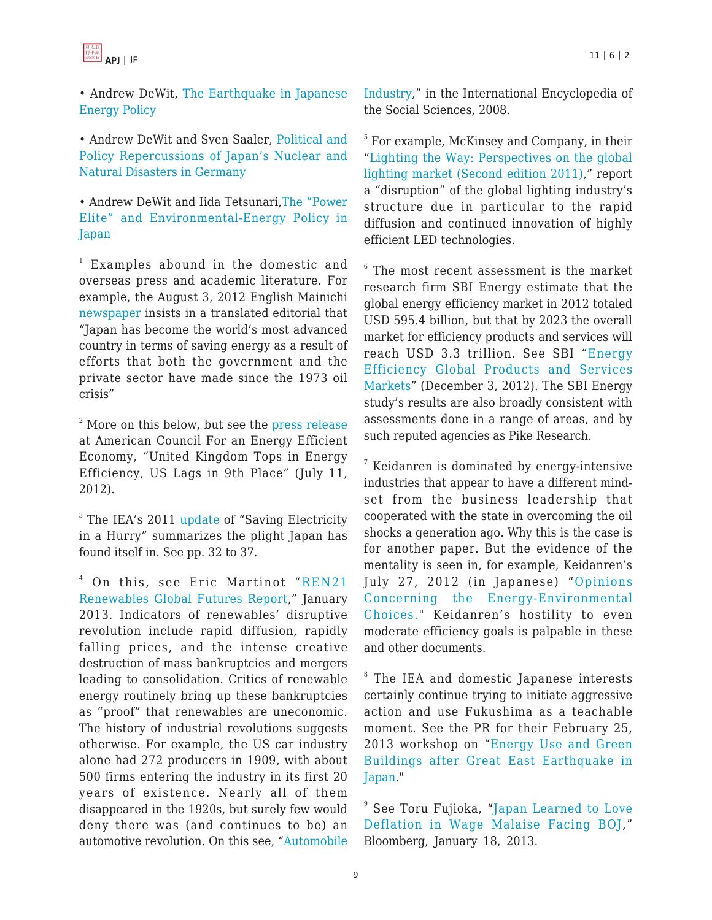• Andrew DeWit, The Earthquake in Japanese Energy Policy

• Andrew DeWit and Sven Saaler, Political and Policy Repercussions of Japan's Nuclear and Natural Disasters in Germany

• Andrew DeWit and Iida Tetsunari,The "Power Elite" and Environmental-Energy Policy in Japan

[1] Examples abound in the domestic and overseas press and academic literature. For example, the August 3, 2012 English Mainichi newspaper insists in a translated editorial that "Japan has become the world's most advanced country in terms of saving energy as a result of efforts that both the government and the private sector have made since the 1973 oil crisis"

[2] More on this below, but see the press release at American Council For an Energy Efficient Economy, "United Kingdom Tops in Energy Efficiency, US Lags in 9th Place" (July 11, 2012).

[3] The IEA's 2011 update of "Saving Electricity in a Hurry" summarizes the plight Japan has found itself in. See pp. 32 to 37.

[4] On this, see Eric Martinot "REN21 Renewables Global Futures Report," January 2013. Indicators of renewables' disruptive revolution include rapid diffusion, rapidly falling prices, and the intense creative destruction of mass bankruptcies and mergers leading to consolidation. Critics of renewable energy routinely bring up these bankruptcies as "proof" that renewables are uneconomic. The history of industrial revolutions suggests otherwise. For example, the US car industry alone had 272 producers in 1909, with about 500 firms entering the industry in its first 20 years of existence. Nearly all of them disappeared in the 1920s, but surely few would deny there was (and continues to be) an automotive revolution. On this see, "Automobile Industry," in the International Encyclopedia of the Social Sciences, 2008.

[5] For example, McKinsey and Company, in their "Lighting the Way: Perspectives on the global lighting market (Second edition 2011)," report a "disruption" of the global lighting industry's structure due in particular to the rapid diffusion and continued innovation of highly efficient LED technologies.

[6] The most recent assessment is the market research firm SBI Energy estimate that the global energy efficiency market in 2012 totaled USD 595.4 billion, but that by 2023 the overall market for efficiency products and services will reach USD 3.3 trillion. See SBI "Energy Efficiency Global Products and Services Markets" (December 3, 2012). The SBI Energy study's results are also broadly consistent with assessments done in a range of areas, and by such reputed agencies as Pike Research.

[7] Keidanren is dominated by energy-intensive industries that appear to have a different mind-set from the business leadership that cooperated with the state in overcoming the oil shocks a generation ago. Why this is the case is for another paper. But the evidence of the mentality is seen in, for example, Keidanren's July 27, 2012 (in Japanese) "Opinions Concerning the Energy-Environmental Choices." Keidanren's hostility to even moderate efficiency goals is palpable in these and other documents.

[8] The IEA and domestic Japanese interests certainly continue trying to initiate aggressive action and use Fukushima as a teachable moment. See the PR for their February 25, 2013 workshop on "Energy Use and Green Buildings after Great East Earthquake in Japan."

[9] See Toru Fujioka, "Japan Learned to Love Deflation in Wage Malaise Facing BOJ," Bloomberg, January 18, 2013.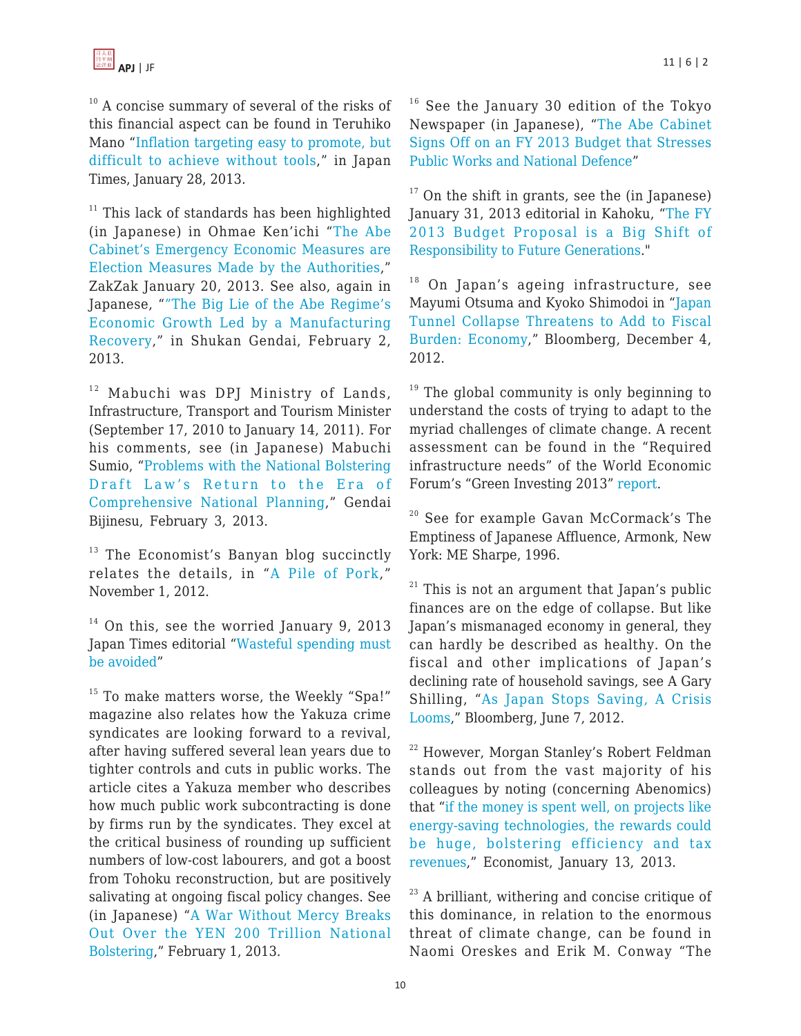[10] A concise summary of several of the risks of this financial aspect can be found in Teruhiko Mano "Inflation targeting easy to promote, but difficult to achieve without tools," in Japan Times, January 28, 2013.

[11] This lack of standards has been highlighted (in Japanese) in Ohmae Ken'ichi "The Abe Cabinet's Emergency Economic Measures are Election Measures Made by the Authorities," ZakZak January 20, 2013. See also, again in Japanese, ""The Big Lie of the Abe Regime's Economic Growth Led by a Manufacturing Recovery," in Shukan Gendai, February 2, 2013.

[12] Mabuchi was DPJ Ministry of Lands, Infrastructure, Transport and Tourism Minister (September 17, 2010 to January 14, 2011). For his comments, see (in Japanese) Mabuchi Sumio, "Problems with the National Bolstering Draft Law's Return to the Era of Comprehensive National Planning," Gendai Bijinesu, February 3, 2013.

[13] The Economist's Banyan blog succinctly relates the details, in "A Pile of Pork," November 1, 2012.

[14] On this, see the worried January 9, 2013 Japan Times editorial "Wasteful spending must be avoided"

[15] To make matters worse, the Weekly "Spa!" magazine also relates how the Yakuza crime syndicates are looking forward to a revival, after having suffered several lean years due to tighter controls and cuts in public works. The article cites a Yakuza member who describes how much public work subcontracting is done by firms run by the syndicates. They excel at the critical business of rounding up sufficient numbers of low-cost labourers, and got a boost from Tohoku reconstruction, but are positively salivating at ongoing fiscal policy changes. See (in Japanese) "A War Without Mercy Breaks Out Over the YEN 200 Trillion National Bolstering," February 1, 2013.

[16] See the January 30 edition of the Tokyo Newspaper (in Japanese), "The Abe Cabinet Signs Off on an FY 2013 Budget that Stresses Public Works and National Defence"

[17] On the shift in grants, see the (in Japanese) January 31, 2013 editorial in Kahoku, "The FY 2013 Budget Proposal is a Big Shift of Responsibility to Future Generations."

[18] On Japan's ageing infrastructure, see Mayumi Otsuma and Kyoko Shimodoi in "Japan Tunnel Collapse Threatens to Add to Fiscal Burden: Economy," Bloomberg, December 4, 2012.

[19] The global community is only beginning to understand the costs of trying to adapt to the myriad challenges of climate change. A recent assessment can be found in the "Required infrastructure needs" of the World Economic Forum's "Green Investing 2013" report.

[20] See for example Gavan McCormack's The Emptiness of Japanese Affluence, Armonk, New York: ME Sharpe, 1996.

[21] This is not an argument that Japan's public finances are on the edge of collapse. But like Japan's mismanaged economy in general, they can hardly be described as healthy. On the fiscal and other implications of Japan's declining rate of household savings, see A Gary Shilling, "As Japan Stops Saving, A Crisis Looms," Bloomberg, June 7, 2012.

[22] However, Morgan Stanley's Robert Feldman stands out from the vast majority of his colleagues by noting (concerning Abenomics) that "if the money is spent well, on projects like energy-saving technologies, the rewards could be huge, bolstering efficiency and tax revenues," Economist, January 13, 2013.

[23] A brilliant, withering and concise critique of this dominance, in relation to the enormous threat of climate change, can be found in Naomi Oreskes and Erik M. Conway "The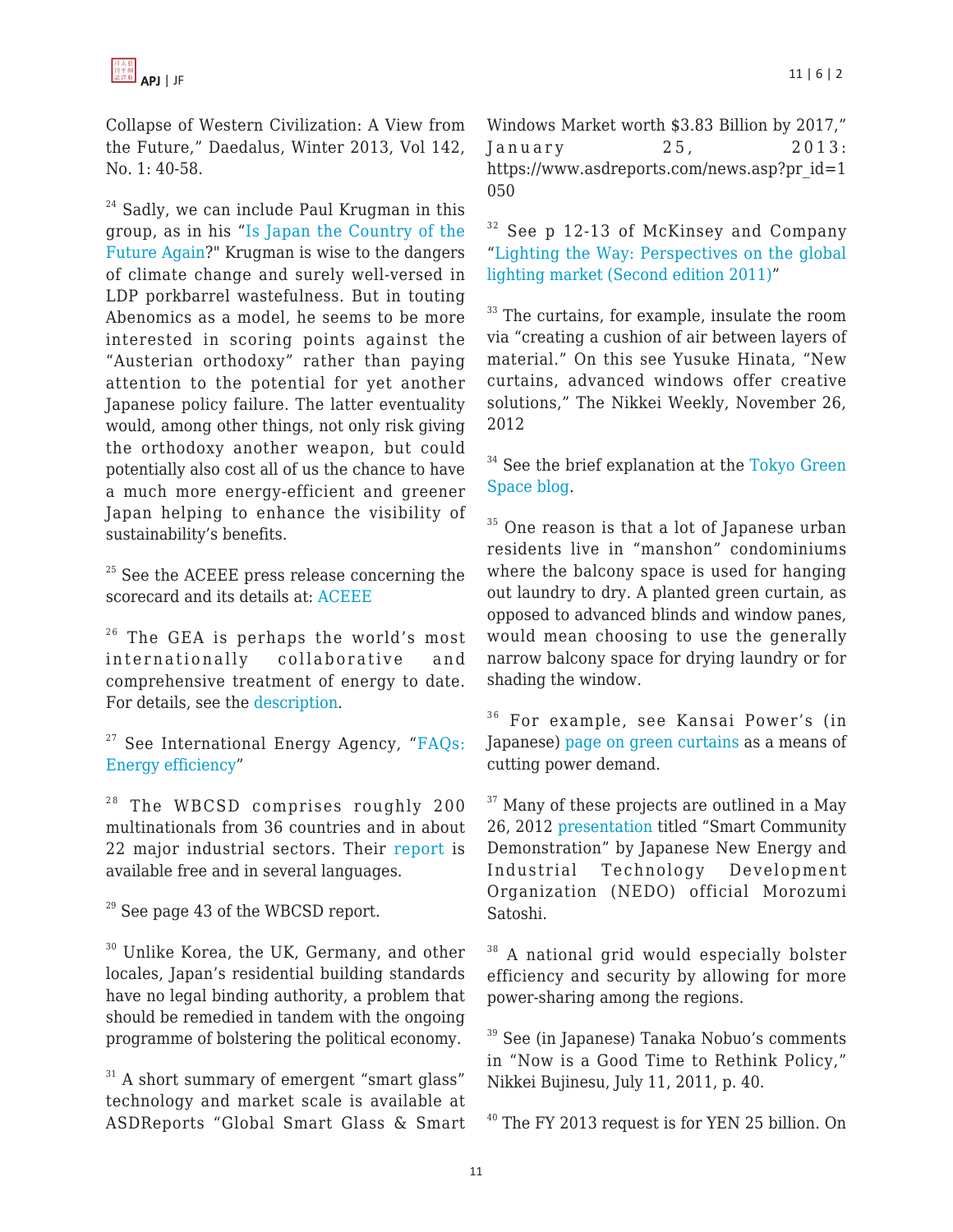Collapse of Western Civilization: A View from the Future," Daedalus, Winter 2013, Vol 142, No. 1: 40-58.

[24] Sadly, we can include Paul Krugman in this group, as in his "Is Japan the Country of the Future Again?" Krugman is wise to the dangers of climate change and surely well-versed in LDP porkbarrel wastefulness. But in touting Abenomics as a model, he seems to be more interested in scoring points against the "Austerian orthodoxy" rather than paying attention to the potential for yet another Japanese policy failure. The latter eventuality would, among other things, not only risk giving the orthodoxy another weapon, but could potentially also cost all of us the chance to have a much more energy-efficient and greener Japan helping to enhance the visibility of sustainability's benefits.

[25] See the ACEEE press release concerning the scorecard and its details at: ACEEE

[26] The GEA is perhaps the world's most internationally collaborative and comprehensive treatment of energy to date. For details, see the description.

[27] See International Energy Agency, "FAQs: Energy efficiency"

[28] The WBCSD comprises roughly 200 multinationals from 36 countries and in about 22 major industrial sectors. Their report is available free and in several languages.

[29] See page 43 of the WBCSD report.

[30] Unlike Korea, the UK, Germany, and other locales, Japan's residential building standards have no legal binding authority, a problem that should be remedied in tandem with the ongoing programme of bolstering the political economy.

[31] A short summary of emergent "smart glass" technology and market scale is available at ASDReports "Global Smart Glass & Smart Windows Market worth $3.83 Billion by 2017," January 25, 2013: https://www.asdreports.com/news.asp?pr_id=1050

[32] See p 12-13 of McKinsey and Company "Lighting the Way: Perspectives on the global lighting market (Second edition 2011)"

[33] The curtains, for example, insulate the room via "creating a cushion of air between layers of material." On this see Yusuke Hinata, "New curtains, advanced windows offer creative solutions," The Nikkei Weekly, November 26, 2012

[34] See the brief explanation at the Tokyo Green Space blog.

[35] One reason is that a lot of Japanese urban residents live in "manshon" condominiums where the balcony space is used for hanging out laundry to dry. A planted green curtain, as opposed to advanced blinds and window panes, would mean choosing to use the generally narrow balcony space for drying laundry or for shading the window.

[36] For example, see Kansai Power's (in Japanese) page on green curtains as a means of cutting power demand.

[37] Many of these projects are outlined in a May 26, 2012 presentation titled "Smart Community Demonstration" by Japanese New Energy and Industrial Technology Development Organization (NEDO) official Morozumi Satoshi.

[38] A national grid would especially bolster efficiency and security by allowing for more power-sharing among the regions.

[39] See (in Japanese) Tanaka Nobuo's comments in "Now is a Good Time to Rethink Policy," Nikkei Bujinesu, July 11, 2011, p. 40.

[40] The FY 2013 request is for YEN 25 billion. On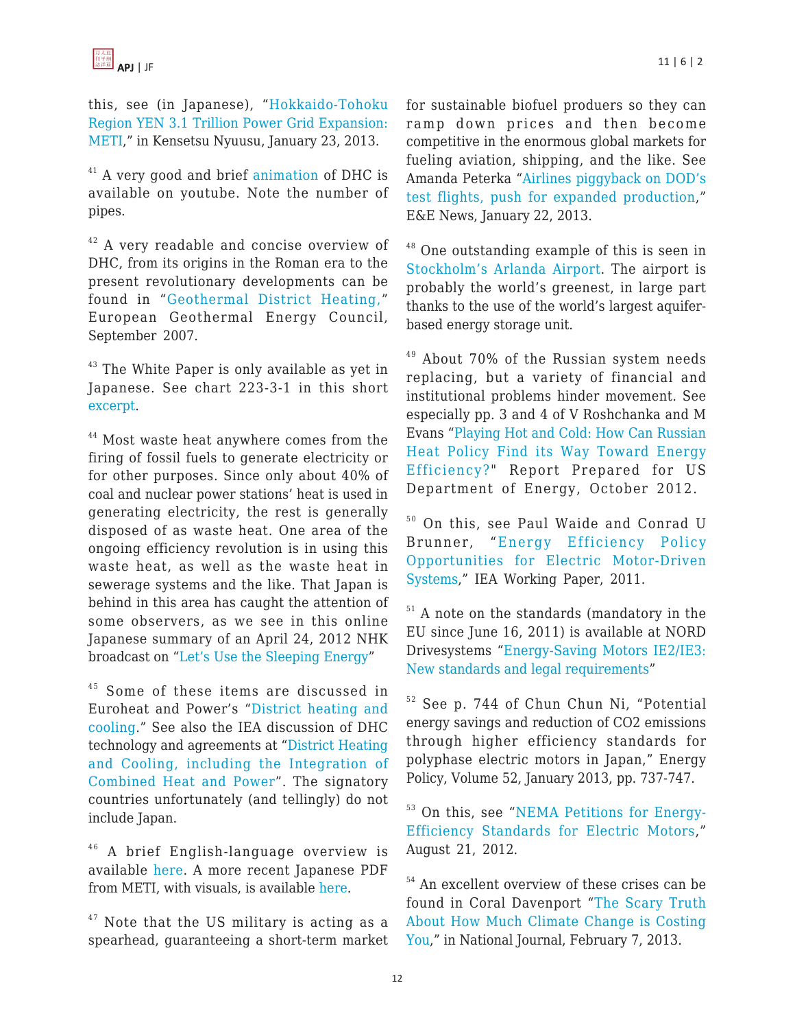this, see (in Japanese), "Hokkaido-Tohoku Region YEN 3.1 Trillion Power Grid Expansion: METI," in Kensetsu Nyuusu, January 23, 2013.

[41] A very good and brief animation of DHC is available on youtube. Note the number of pipes.

[42] A very readable and concise overview of DHC, from its origins in the Roman era to the present revolutionary developments can be found in "Geothermal District Heating," European Geothermal Energy Council, September 2007.

[43] The White Paper is only available as yet in Japanese. See chart 223-3-1 in this short excerpt.

[44] Most waste heat anywhere comes from the firing of fossil fuels to generate electricity or for other purposes. Since only about 40% of coal and nuclear power stations' heat is used in generating electricity, the rest is generally disposed of as waste heat. One area of the ongoing efficiency revolution is in using this waste heat, as well as the waste heat in sewerage systems and the like. That Japan is behind in this area has caught the attention of some observers, as we see in this online Japanese summary of an April 24, 2012 NHK broadcast on "Let's Use the Sleeping Energy"

[45] Some of these items are discussed in Euroheat and Power's "District heating and cooling." See also the IEA discussion of DHC technology and agreements at "District Heating and Cooling, including the Integration of Combined Heat and Power". The signatory countries unfortunately (and tellingly) do not include Japan.

[46] A brief English-language overview is available here. A more recent Japanese PDF from METI, with visuals, is available here.

[47] Note that the US military is acting as a spearhead, guaranteeing a short-term market for sustainable biofuel producers so they can ramp down prices and then become competitive in the enormous global markets for fueling aviation, shipping, and the like. See Amanda Peterka "Airlines piggyback on DOD's test flights, push for expanded production," E&E News, January 22, 2013.

[48] One outstanding example of this is seen in Stockholm's Arlanda Airport. The airport is probably the world's greenest, in large part thanks to the use of the world's largest aquifer-based energy storage unit.

[49] About 70% of the Russian system needs replacing, but a variety of financial and institutional problems hinder movement. See especially pp. 3 and 4 of V Roshchanka and M Evans "Playing Hot and Cold: How Can Russian Heat Policy Find its Way Toward Energy Efficiency?" Report Prepared for US Department of Energy, October 2012.

[50] On this, see Paul Waide and Conrad U Brunner, "Energy Efficiency Policy Opportunities for Electric Motor-Driven Systems," IEA Working Paper, 2011.

[51] A note on the standards (mandatory in the EU since June 16, 2011) is available at NORD Drivesystems "Energy-Saving Motors IE2/IE3: New standards and legal requirements"

[52] See p. 744 of Chun Chun Ni, "Potential energy savings and reduction of CO2 emissions through higher efficiency standards for polyphase electric motors in Japan," Energy Policy, Volume 52, January 2013, pp. 737-747.

[53] On this, see "NEMA Petitions for Energy-Efficiency Standards for Electric Motors," August 21, 2012.

[54] An excellent overview of these crises can be found in Coral Davenport "The Scary Truth About How Much Climate Change is Costing You," in National Journal, February 7, 2013.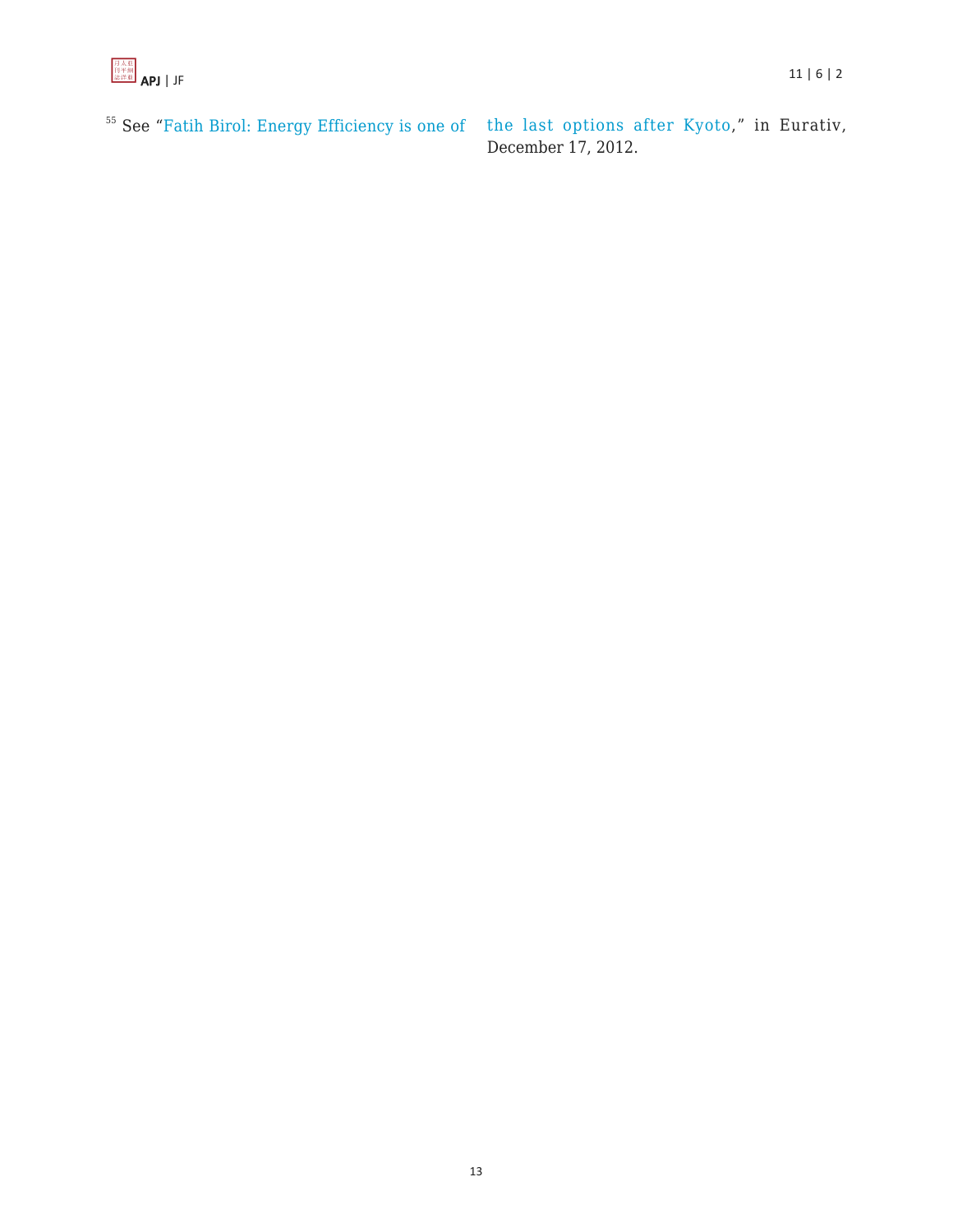[55] See "Fatih Birol: Energy Efficiency is one of the last options after Kyoto," in Eurativ, December 17, 2012.